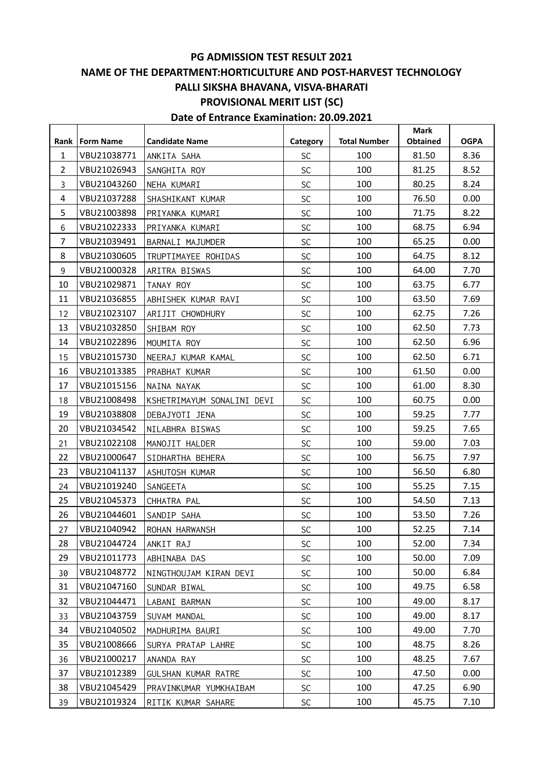# PG ADMISSION TEST RESULT 2021

## NAME OF THE DEPARTMENT:HORTICULTURE AND POST-HARVEST TECHNOLOGY

## PALLI SIKSHA BHAVANA, VISVA-BHARATI

## PROVISIONAL MERIT LIST (SC)

### Date of Entrance Examination: 20.09.2021

| Rank | Form Name | Candidate Name | Category | Total Number | Mark Obtained | OGPA |
|---|---|---|---|---|---|---|
| 1 | VBU21038771 | ANKITA SAHA | SC | 100 | 81.50 | 8.36 |
| 2 | VBU21026943 | SANGHITA ROY | SC | 100 | 81.25 | 8.52 |
| 3 | VBU21043260 | NEHA KUMARI | SC | 100 | 80.25 | 8.24 |
| 4 | VBU21037288 | SHASHIKANT KUMAR | SC | 100 | 76.50 | 0.00 |
| 5 | VBU21003898 | PRIYANKA KUMARI | SC | 100 | 71.75 | 8.22 |
| 6 | VBU21022333 | PRIYANKA KUMARI | SC | 100 | 68.75 | 6.94 |
| 7 | VBU21039491 | BARNALI MAJUMDER | SC | 100 | 65.25 | 0.00 |
| 8 | VBU21030605 | TRUPTIMAYEE ROHIDAS | SC | 100 | 64.75 | 8.12 |
| 9 | VBU21000328 | ARITRA BISWAS | SC | 100 | 64.00 | 7.70 |
| 10 | VBU21029871 | TANAY ROY | SC | 100 | 63.75 | 6.77 |
| 11 | VBU21036855 | ABHISHEK KUMAR RAVI | SC | 100 | 63.50 | 7.69 |
| 12 | VBU21023107 | ARIJIT CHOWDHURY | SC | 100 | 62.75 | 7.26 |
| 13 | VBU21032850 | SHIBAM ROY | SC | 100 | 62.50 | 7.73 |
| 14 | VBU21022896 | MOUMITA ROY | SC | 100 | 62.50 | 6.96 |
| 15 | VBU21015730 | NEERAJ KUMAR KAMAL | SC | 100 | 62.50 | 6.71 |
| 16 | VBU21013385 | PRABHAT KUMAR | SC | 100 | 61.50 | 0.00 |
| 17 | VBU21015156 | NAINA NAYAK | SC | 100 | 61.00 | 8.30 |
| 18 | VBU21008498 | KSHETRIMAYUM SONALINI DEVI | SC | 100 | 60.75 | 0.00 |
| 19 | VBU21038808 | DEBAJYOTI JENA | SC | 100 | 59.25 | 7.77 |
| 20 | VBU21034542 | NILABHRA BISWAS | SC | 100 | 59.25 | 7.65 |
| 21 | VBU21022108 | MANOJIT HALDER | SC | 100 | 59.00 | 7.03 |
| 22 | VBU21000647 | SIDHARTHA BEHERA | SC | 100 | 56.75 | 7.97 |
| 23 | VBU21041137 | ASHUTOSH KUMAR | SC | 100 | 56.50 | 6.80 |
| 24 | VBU21019240 | SANGEETA | SC | 100 | 55.25 | 7.15 |
| 25 | VBU21045373 | CHHATRA PAL | SC | 100 | 54.50 | 7.13 |
| 26 | VBU21044601 | SANDIP SAHA | SC | 100 | 53.50 | 7.26 |
| 27 | VBU21040942 | ROHAN HARWANSH | SC | 100 | 52.25 | 7.14 |
| 28 | VBU21044724 | ANKIT RAJ | SC | 100 | 52.00 | 7.34 |
| 29 | VBU21011773 | ABHINABA DAS | SC | 100 | 50.00 | 7.09 |
| 30 | VBU21048772 | NINGTHOUJAM KIRAN DEVI | SC | 100 | 50.00 | 6.84 |
| 31 | VBU21047160 | SUNDAR BIWAL | SC | 100 | 49.75 | 6.58 |
| 32 | VBU21044471 | LABANI BARMAN | SC | 100 | 49.00 | 8.17 |
| 33 | VBU21043759 | SUVAM MANDAL | SC | 100 | 49.00 | 8.17 |
| 34 | VBU21040502 | MADHURIMA BAURI | SC | 100 | 49.00 | 7.70 |
| 35 | VBU21008666 | SURYA PRATAP LAHRE | SC | 100 | 48.75 | 8.26 |
| 36 | VBU21000217 | ANANDA RAY | SC | 100 | 48.25 | 7.67 |
| 37 | VBU21012389 | GULSHAN KUMAR RATRE | SC | 100 | 47.50 | 0.00 |
| 38 | VBU21045429 | PRAVINKUMAR YUMKHAIBAM | SC | 100 | 47.25 | 6.90 |
| 39 | VBU21019324 | RITIK KUMAR SAHARE | SC | 100 | 45.75 | 7.10 |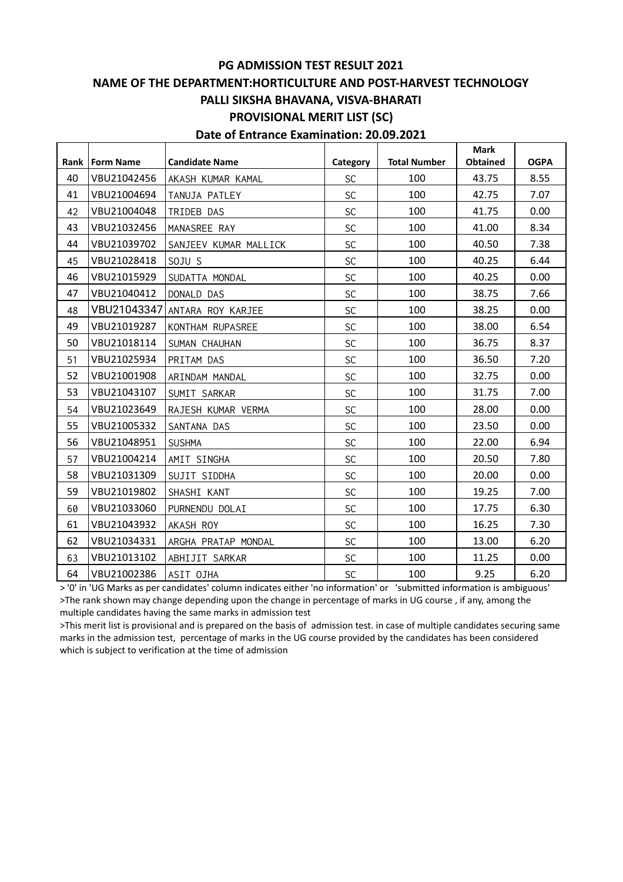# PG ADMISSION TEST RESULT 2021

## NAME OF THE DEPARTMENT:HORTICULTURE AND POST-HARVEST TECHNOLOGY

## PALLI SIKSHA BHAVANA, VISVA-BHARATI

## PROVISIONAL MERIT LIST (SC)

### Date of Entrance Examination: 20.09.2021

| Rank | Form Name | Candidate Name | Category | Total Number | Mark Obtained | OGPA |
|---|---|---|---|---|---|---|
| 40 | VBU21042456 | AKASH KUMAR KAMAL | SC | 100 | 43.75 | 8.55 |
| 41 | VBU21004694 | TANUJA PATLEY | SC | 100 | 42.75 | 7.07 |
| 42 | VBU21004048 | TRIDEB DAS | SC | 100 | 41.75 | 0.00 |
| 43 | VBU21032456 | MANASREE RAY | SC | 100 | 41.00 | 8.34 |
| 44 | VBU21039702 | SANJEEV KUMAR MALLICK | SC | 100 | 40.50 | 7.38 |
| 45 | VBU21028418 | SOJU S | SC | 100 | 40.25 | 6.44 |
| 46 | VBU21015929 | SUDATTA MONDAL | SC | 100 | 40.25 | 0.00 |
| 47 | VBU21040412 | DONALD DAS | SC | 100 | 38.75 | 7.66 |
| 48 | VBU21043347 | ANTARA ROY KARJEE | SC | 100 | 38.25 | 0.00 |
| 49 | VBU21019287 | KONTHAM RUPASREE | SC | 100 | 38.00 | 6.54 |
| 50 | VBU21018114 | SUMAN CHAUHAN | SC | 100 | 36.75 | 8.37 |
| 51 | VBU21025934 | PRITAM DAS | SC | 100 | 36.50 | 7.20 |
| 52 | VBU21001908 | ARINDAM MANDAL | SC | 100 | 32.75 | 0.00 |
| 53 | VBU21043107 | SUMIT SARKAR | SC | 100 | 31.75 | 7.00 |
| 54 | VBU21023649 | RAJESH KUMAR VERMA | SC | 100 | 28.00 | 0.00 |
| 55 | VBU21005332 | SANTANA DAS | SC | 100 | 23.50 | 0.00 |
| 56 | VBU21048951 | SUSHMA | SC | 100 | 22.00 | 6.94 |
| 57 | VBU21004214 | AMIT SINGHA | SC | 100 | 20.50 | 7.80 |
| 58 | VBU21031309 | SUJIT SIDDHA | SC | 100 | 20.00 | 0.00 |
| 59 | VBU21019802 | SHASHI KANT | SC | 100 | 19.25 | 7.00 |
| 60 | VBU21033060 | PURNENDU DOLAI | SC | 100 | 17.75 | 6.30 |
| 61 | VBU21043932 | AKASH ROY | SC | 100 | 16.25 | 7.30 |
| 62 | VBU21034331 | ARGHA PRATAP MONDAL | SC | 100 | 13.00 | 6.20 |
| 63 | VBU21013102 | ABHIJIT SARKAR | SC | 100 | 11.25 | 0.00 |
| 64 | VBU21002386 | ASIT OJHA | SC | 100 | 9.25 | 6.20 |

> '0' in 'UG Marks as per candidates' column indicates either 'no information' or 'submitted information is ambiguous'

>The rank shown may change depending upon the change in percentage of marks in UG course , if any, among the multiple candidates having the same marks in admission test

>This merit list is provisional and is prepared on the basis of admission test. in case of multiple candidates securing same marks in the admission test, percentage of marks in the UG course provided by the candidates has been considered which is subject to verification at the time of admission